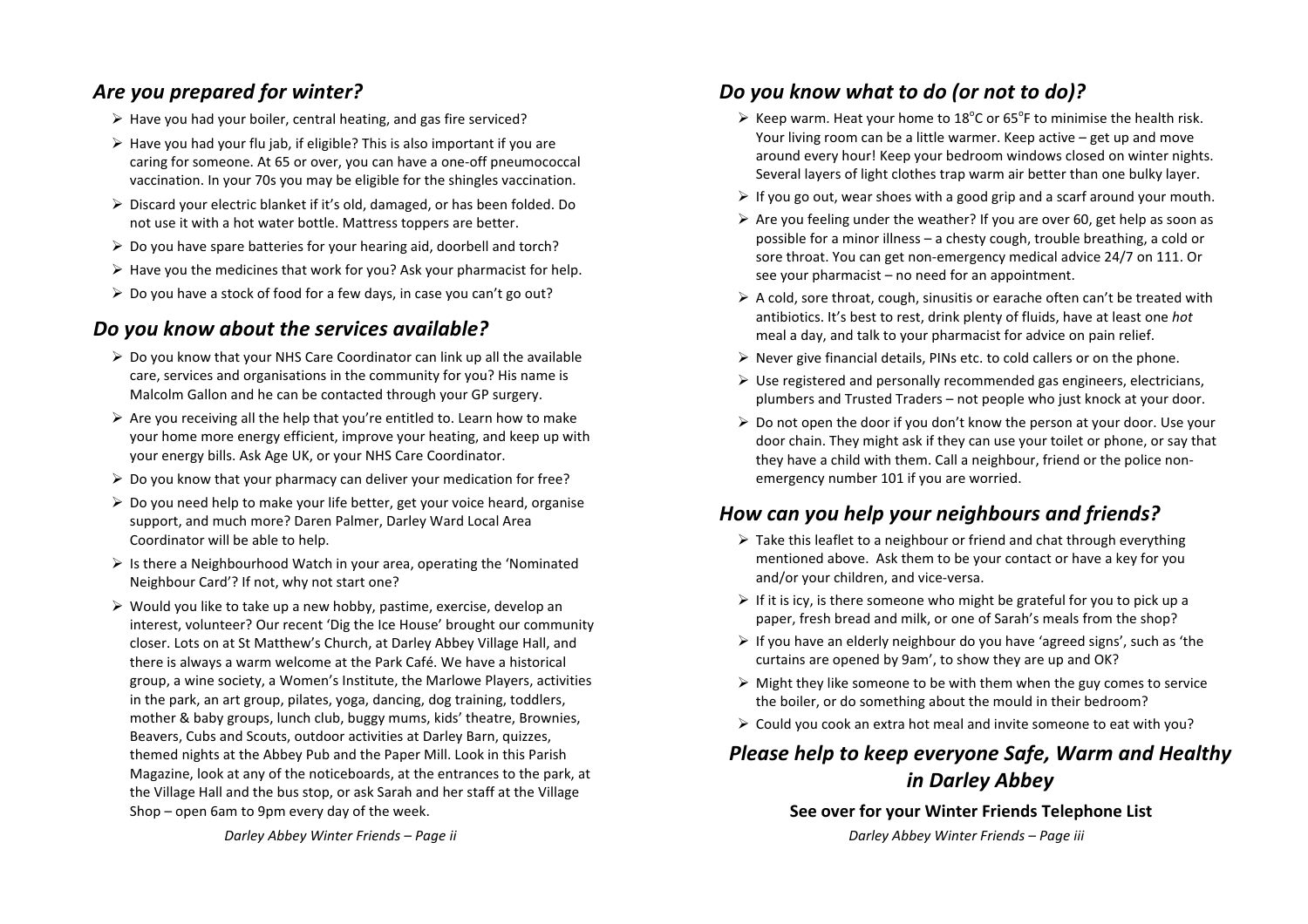## *Are you prepared for winter?*

- Have you had your boiler, central heating, and gas fire serviced?
- Have you had your flu jab, if eligible? This is also important if you are caring for someone. At 65 or over, you can have a one-off pneumococcal vaccination. In your 70s you may be eligible for the shingles vaccination.
- Discard your electric blanket if it's old, damaged, or has been folded. Do not use it with a hot water bottle. Mattress toppers are better.
- Do you have spare batteries for your hearing aid, doorbell and torch?
- Have you the medicines that work for you? Ask your pharmacist for help.
- Do you have a stock of food for a few days, in case you can't go out?

## *Do you know about the services available?*

- Do you know that your NHS Care Coordinator can link up all the available care, services and organisations in the community for you? His name is Malcolm Gallon and he can be contacted through your GP surgery.
- Are you receiving all the help that you're entitled to. Learn how to make your home more energy efficient, improve your heating, and keep up with your energy bills. Ask Age UK, or your NHS Care Coordinator.
- Do you know that your pharmacy can deliver your medication for free?
- Do you need help to make your life better, get your voice heard, organise support, and much more? Daren Palmer, Darley Ward Local Area Coordinator will be able to help.
- Is there a Neighbourhood Watch in your area, operating the 'Nominated Neighbour Card'? If not, why not start one?
- Would you like to take up a new hobby, pastime, exercise, develop an interest, volunteer? Our recent 'Dig the Ice House' brought our community closer. Lots on at St Matthew's Church, at Darley Abbey Village Hall, and there is always a warm welcome at the Park Café. We have a historical group, a wine society, a Women's Institute, the Marlowe Players, activities in the park, an art group, pilates, yoga, dancing, dog training, toddlers, mother & baby groups, lunch club, buggy mums, kids' theatre, Brownies, Beavers, Cubs and Scouts, outdoor activities at Darley Barn, quizzes, themed nights at the Abbey Pub and the Paper Mill. Look in this Parish Magazine, look at any of the noticeboards, at the entrances to the park, at the Village Hall and the bus stop, or ask Sarah and her staff at the Village Shop – open 6am to 9pm every day of the week.

## *Do you know what to do (or not to do)?*

- Keep warm. Heat your home to 18°C or 65°F to minimise the health risk. Your living room can be a little warmer. Keep active – get up and move around every hour! Keep your bedroom windows closed on winter nights. Several layers of light clothes trap warm air better than one bulky layer.
- If you go out, wear shoes with a good grip and a scarf around your mouth.
- Are you feeling under the weather? If you are over 60, get help as soon as possible for a minor illness – a chesty cough, trouble breathing, a cold or sore throat. You can get non-emergency medical advice 24/7 on 111. Or see your pharmacist – no need for an appointment.
- A cold, sore throat, cough, sinusitis or earache often can't be treated with antibiotics. It's best to rest, drink plenty of fluids, have at least one *hot* meal a day, and talk to your pharmacist for advice on pain relief.
- Never give financial details, PINs etc. to cold callers or on the phone.
- Use registered and personally recommended gas engineers, electricians, plumbers and Trusted Traders – not people who just knock at your door.
- Do not open the door if you don't know the person at your door. Use your door chain. They might ask if they can use your toilet or phone, or say that they have a child with them. Call a neighbour, friend or the police non-emergency number 101 if you are worried.

## *How can you help your neighbours and friends?*

- Take this leaflet to a neighbour or friend and chat through everything mentioned above. Ask them to be your contact or have a key for you and/or your children, and vice-versa.
- If it is icy, is there someone who might be grateful for you to pick up a paper, fresh bread and milk, or one of Sarah's meals from the shop?
- If you have an elderly neighbour do you have 'agreed signs', such as 'the curtains are opened by 9am', to show they are up and OK?
- Might they like someone to be with them when the guy comes to service the boiler, or do something about the mould in their bedroom?
- Could you cook an extra hot meal and invite someone to eat with you?

## *Please help to keep everyone Safe, Warm and Healthy in Darley Abbey*

**See over for your Winter Friends Telephone List**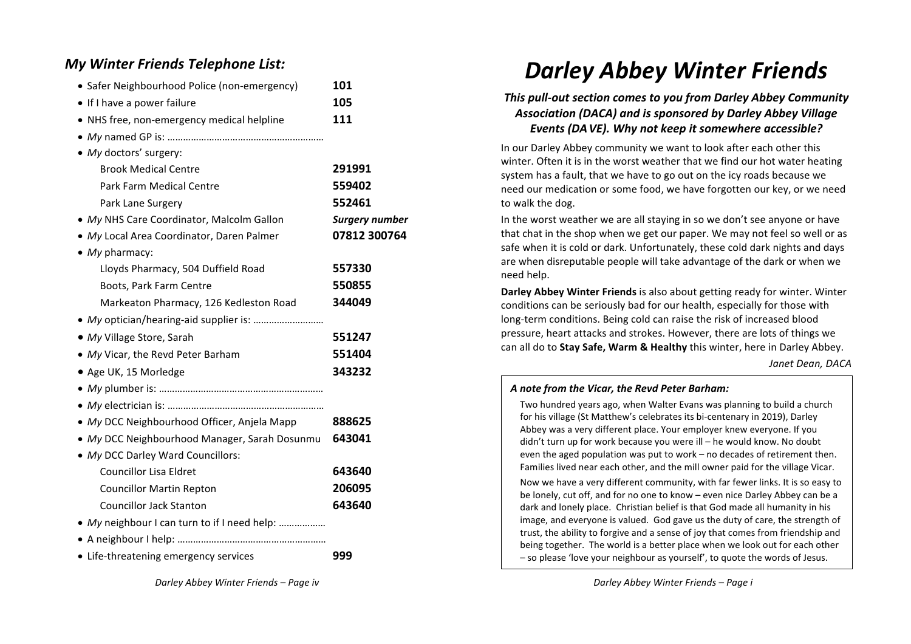## *My Winter Friends Telephone List:*

| | |
|---|---|
| • Safer Neighbourhood Police (non-emergency) | **101** |
| • If I have a power failure | **105** |
| • NHS free, non-emergency medical helpline | **111** |
| • *My* named GP is: …………………………………………………… | |
| • *My* doctors' surgery: | |
| Brook Medical Centre | **291991** |
| Park Farm Medical Centre | **559402** |
| Park Lane Surgery | **552461** |
| • *My* NHS Care Coordinator, Malcolm Gallon | ***Surgery number*** |
| • *My* Local Area Coordinator, Daren Palmer | **07812 300764** |
| • *My* pharmacy: | |
| Lloyds Pharmacy, 504 Duffield Road | **557330** |
| Boots, Park Farm Centre | **550855** |
| Markeaton Pharmacy, 126 Kedleston Road | **344049** |
| • *My* optician/hearing-aid supplier is: ……………………… | |
| • *My* Village Store, Sarah | **551247** |
| • *My* Vicar, the Revd Peter Barham | **551404** |
| • Age UK, 15 Morledge | **343232** |
| • *My* plumber is: ……………………………………………………… | |
| • *My* electrician is: …………………………………………………… | |
| • *My* DCC Neighbourhood Officer, Anjela Mapp | **888625** |
| • *My* DCC Neighbourhood Manager, Sarah Dosunmu | **643041** |
| • *My* DCC Darley Ward Councillors: | |
| Councillor Lisa Eldret | **643640** |
| Councillor Martin Repton | **206095** |
| Councillor Jack Stanton | **643640** |
| • *My* neighbour I can turn to if I need help: ……………… | |
| • A neighbour I help: ………………………………………………… | |
| • Life-threatening emergency services | **999** |

# *Darley Abbey Winter Friends*

***This pull-out section comes to you from Darley Abbey Community Association (DACA) and is sponsored by Darley Abbey Village Events (DAVE). Why not keep it somewhere accessible?***

In our Darley Abbey community we want to look after each other this winter. Often it is in the worst weather that we find our hot water heating system has a fault, that we have to go out on the icy roads because we need our medication or some food, we have forgotten our key, or we need to walk the dog.

In the worst weather we are all staying in so we don't see anyone or have that chat in the shop when we get our paper. We may not feel so well or as safe when it is cold or dark. Unfortunately, these cold dark nights and days are when disreputable people will take advantage of the dark or when we need help.

**Darley Abbey Winter Friends** is also about getting ready for winter. Winter conditions can be seriously bad for our health, especially for those with long-term conditions. Being cold can raise the risk of increased blood pressure, heart attacks and strokes. However, there are lots of things we can all do to **Stay Safe, Warm & Healthy** this winter, here in Darley Abbey.

*Janet Dean, DACA*

***A note from the Vicar, the Revd Peter Barham:***

Two hundred years ago, when Walter Evans was planning to build a church for his village (St Matthew's celebrates its bi-centenary in 2019), Darley Abbey was a very different place. Your employer knew everyone. If you didn't turn up for work because you were ill – he would know. No doubt even the aged population was put to work – no decades of retirement then. Families lived near each other, and the mill owner paid for the village Vicar.

Now we have a very different community, with far fewer links. It is so easy to be lonely, cut off, and for no one to know – even nice Darley Abbey can be a dark and lonely place. Christian belief is that God made all humanity in his image, and everyone is valued. God gave us the duty of care, the strength of trust, the ability to forgive and a sense of joy that comes from friendship and being together. The world is a better place when we look out for each other – so please 'love your neighbour as yourself', to quote the words of Jesus.